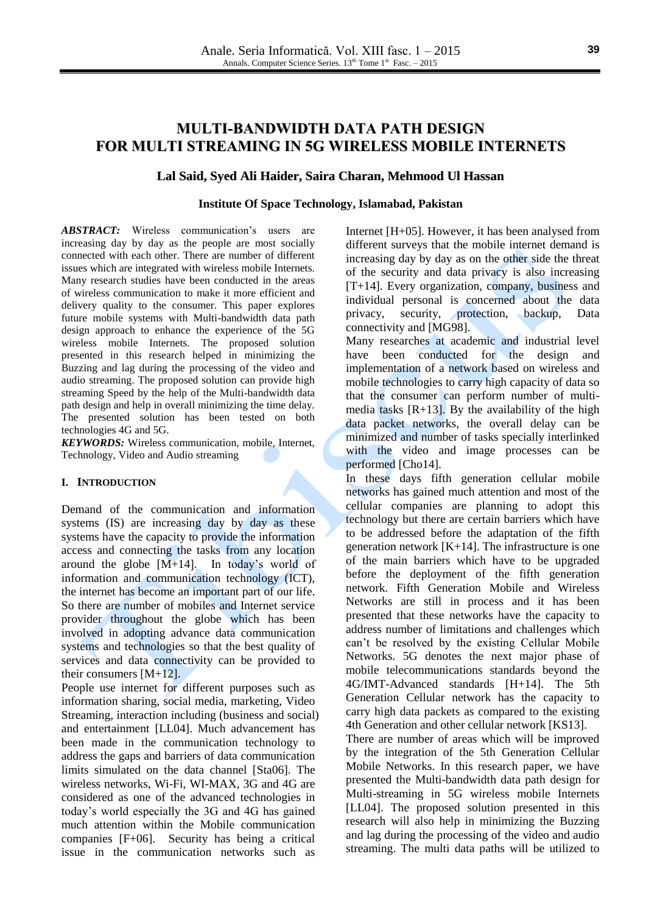# MULTI-BANDWIDTH DATA PATH DESIGN FOR MULTI STREAMING IN 5G WIRELESS MOBILE INTERNETS

**Lal Said, Syed Ali Haider, Saira Charan, Mehmood Ul Hassan**

**Institute Of Space Technology, Islamabad, Pakistan**

***ABSTRACT:*** Wireless communication's users are increasing day by day as the people are most socially connected with each other. There are number of different issues which are integrated with wireless mobile Internets. Many research studies have been conducted in the areas of wireless communication to make it more efficient and delivery quality to the consumer. This paper explores future mobile systems with Multi-bandwidth data path design approach to enhance the experience of the 5G wireless mobile Internets. The proposed solution presented in this research helped in minimizing the Buzzing and lag during the processing of the video and audio streaming. The proposed solution can provide high streaming Speed by the help of the Multi-bandwidth data path design and help in overall minimizing the time delay. The presented solution has been tested on both technologies 4G and 5G.

***KEYWORDS:*** Wireless communication, mobile, Internet, Technology, Video and Audio streaming

## I. INTRODUCTION

Demand of the communication and information systems (IS) are increasing day by day as these systems have the capacity to provide the information access and connecting the tasks from any location around the globe [M+14]. In today's world of information and communication technology (ICT), the internet has become an important part of our life. So there are number of mobiles and Internet service provider throughout the globe which has been involved in adopting advance data communication systems and technologies so that the best quality of services and data connectivity can be provided to their consumers [M+12].

People use internet for different purposes such as information sharing, social media, marketing, Video Streaming, interaction including (business and social) and entertainment [LL04]. Much advancement has been made in the communication technology to address the gaps and barriers of data communication limits simulated on the data channel [Sta06]. The wireless networks, Wi-Fi, WI-MAX, 3G and 4G are considered as one of the advanced technologies in today's world especially the 3G and 4G has gained much attention within the Mobile communication companies [F+06]. Security has being a critical issue in the communication networks such as Internet [H+05]. However, it has been analysed from different surveys that the mobile internet demand is increasing day by day as on the other side the threat of the security and data privacy is also increasing [T+14]. Every organization, company, business and individual personal is concerned about the data privacy, security, protection, backup, Data connectivity and [MG98].

Many researches at academic and industrial level have been conducted for the design and implementation of a network based on wireless and mobile technologies to carry high capacity of data so that the consumer can perform number of multi-media tasks [R+13]. By the availability of the high data packet networks, the overall delay can be minimized and number of tasks specially interlinked with the video and image processes can be performed [Cho14].

In these days fifth generation cellular mobile networks has gained much attention and most of the cellular companies are planning to adopt this technology but there are certain barriers which have to be addressed before the adaptation of the fifth generation network [K+14]. The infrastructure is one of the main barriers which have to be upgraded before the deployment of the fifth generation network. Fifth Generation Mobile and Wireless Networks are still in process and it has been presented that these networks have the capacity to address number of limitations and challenges which can't be resolved by the existing Cellular Mobile Networks. 5G denotes the next major phase of mobile telecommunications standards beyond the 4G/IMT-Advanced standards [H+14]. The 5th Generation Cellular network has the capacity to carry high data packets as compared to the existing 4th Generation and other cellular network [KS13].

There are number of areas which will be improved by the integration of the 5th Generation Cellular Mobile Networks. In this research paper, we have presented the Multi-bandwidth data path design for Multi-streaming in 5G wireless mobile Internets [LL04]. The proposed solution presented in this research will also help in minimizing the Buzzing and lag during the processing of the video and audio streaming. The multi data paths will be utilized to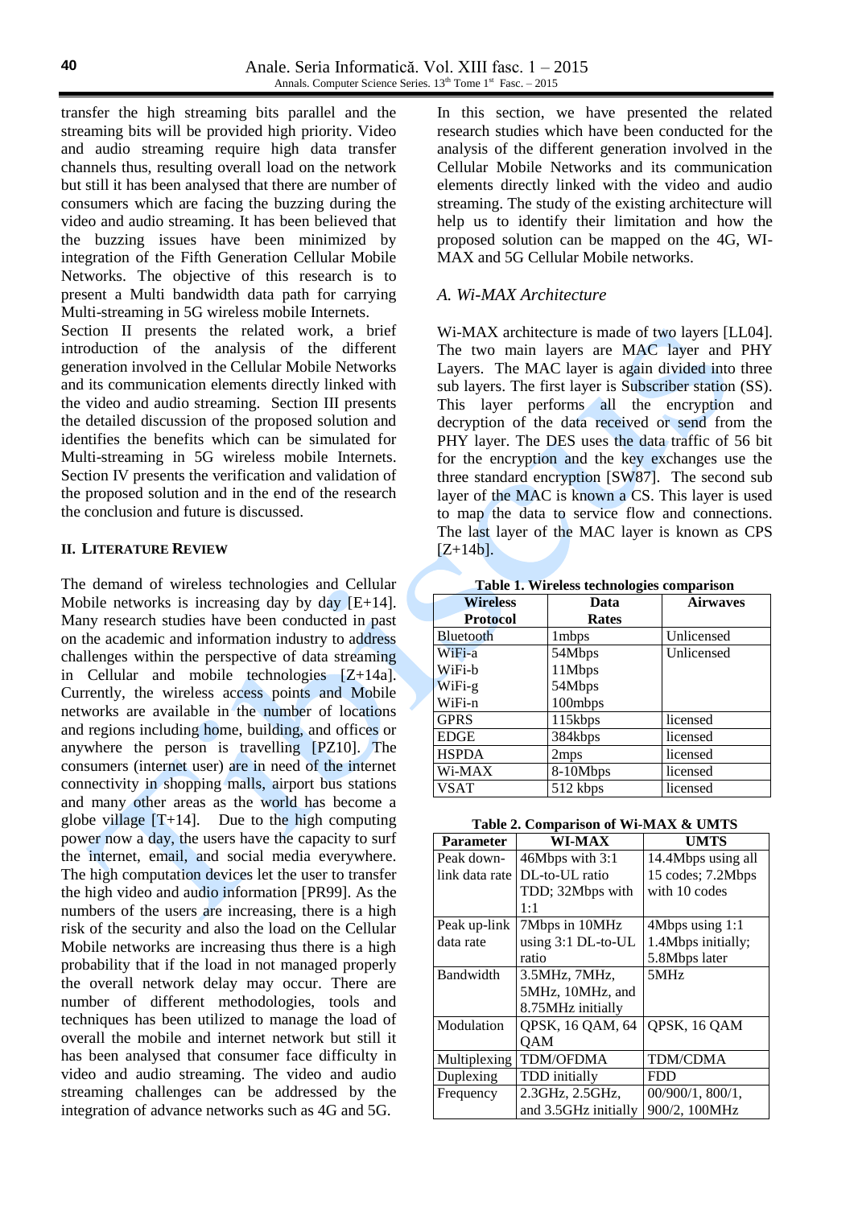transfer the high streaming bits parallel and the streaming bits will be provided high priority. Video and audio streaming require high data transfer channels thus, resulting overall load on the network but still it has been analysed that there are number of consumers which are facing the buzzing during the video and audio streaming. It has been believed that the buzzing issues have been minimized by integration of the Fifth Generation Cellular Mobile Networks. The objective of this research is to present a Multi bandwidth data path for carrying Multi-streaming in 5G wireless mobile Internets.

Section II presents the related work, a brief introduction of the analysis of the different generation involved in the Cellular Mobile Networks and its communication elements directly linked with the video and audio streaming. Section III presents the detailed discussion of the proposed solution and identifies the benefits which can be simulated for Multi-streaming in 5G wireless mobile Internets. Section IV presents the verification and validation of the proposed solution and in the end of the research the conclusion and future is discussed.

## II. Literature Review

The demand of wireless technologies and Cellular Mobile networks is increasing day by day [E+14]. Many research studies have been conducted in past on the academic and information industry to address challenges within the perspective of data streaming in Cellular and mobile technologies [Z+14a]. Currently, the wireless access points and Mobile networks are available in the number of locations and regions including home, building, and offices or anywhere the person is travelling [PZ10]. The consumers (internet user) are in need of the internet connectivity in shopping malls, airport bus stations and many other areas as the world has become a globe village [T+14]. Due to the high computing power now a day, the users have the capacity to surf the internet, email, and social media everywhere. The high computation devices let the user to transfer the high video and audio information [PR99]. As the numbers of the users are increasing, there is a high risk of the security and also the load on the Cellular Mobile networks are increasing thus there is a high probability that if the load in not managed properly the overall network delay may occur. There are number of different methodologies, tools and techniques has been utilized to manage the load of overall the mobile and internet network but still it has been analysed that consumer face difficulty in video and audio streaming. The video and audio streaming challenges can be addressed by the integration of advance networks such as 4G and 5G.

In this section, we have presented the related research studies which have been conducted for the analysis of the different generation involved in the Cellular Mobile Networks and its communication elements directly linked with the video and audio streaming. The study of the existing architecture will help us to identify their limitation and how the proposed solution can be mapped on the 4G, WI-MAX and 5G Cellular Mobile networks.

### A. Wi-MAX Architecture

Wi-MAX architecture is made of two layers [LL04]. The two main layers are MAC layer and PHY Layers. The MAC layer is again divided into three sub layers. The first layer is Subscriber station (SS). This layer performs all the encryption and decryption of the data received or send from the PHY layer. The DES uses the data traffic of 56 bit for the encryption and the key exchanges use the three standard encryption [SW87]. The second sub layer of the MAC is known a CS. This layer is used to map the data to service flow and connections. The last layer of the MAC layer is known as CPS [Z+14b].

**Table 1. Wireless technologies comparison**

| Wireless Protocol | Data Rates | Airwaves |
|---|---|---|
| Bluetooth | 1mbps | Unlicensed |
| WiFi-a<br>WiFi-b<br>WiFi-g<br>WiFi-n | 54Mbps<br>11Mbps<br>54Mbps<br>100mbps | Unlicensed |
| GPRS | 115kbps | licensed |
| EDGE | 384kbps | licensed |
| HSPDA | 2mps | licensed |
| Wi-MAX | 8-10Mbps | licensed |
| VSAT | 512 kbps | licensed |

**Table 2. Comparison of Wi-MAX & UMTS**

| Parameter | WI-MAX | UMTS |
|---|---|---|
| Peak down-link data rate | 46Mbps with 3:1 DL-to-UL ratio TDD; 32Mbps with 1:1 | 14.4Mbps using all 15 codes; 7.2Mbps with 10 codes |
| Peak up-link data rate | 7Mbps in 10MHz using 3:1 DL-to-UL ratio | 4Mbps using 1:1 1.4Mbps initially; 5.8Mbps later |
| Bandwidth | 3.5MHz, 7MHz, 5MHz, 10MHz, and 8.75MHz initially | 5MHz |
| Modulation | QPSK, 16 QAM, 64 QAM | QPSK, 16 QAM |
| Multiplexing | TDM/OFDMA | TDM/CDMA |
| Duplexing | TDD initially | FDD |
| Frequency | 2.3GHz, 2.5GHz, and 3.5GHz initially | 00/900/1, 800/1, 900/2, 100MHz |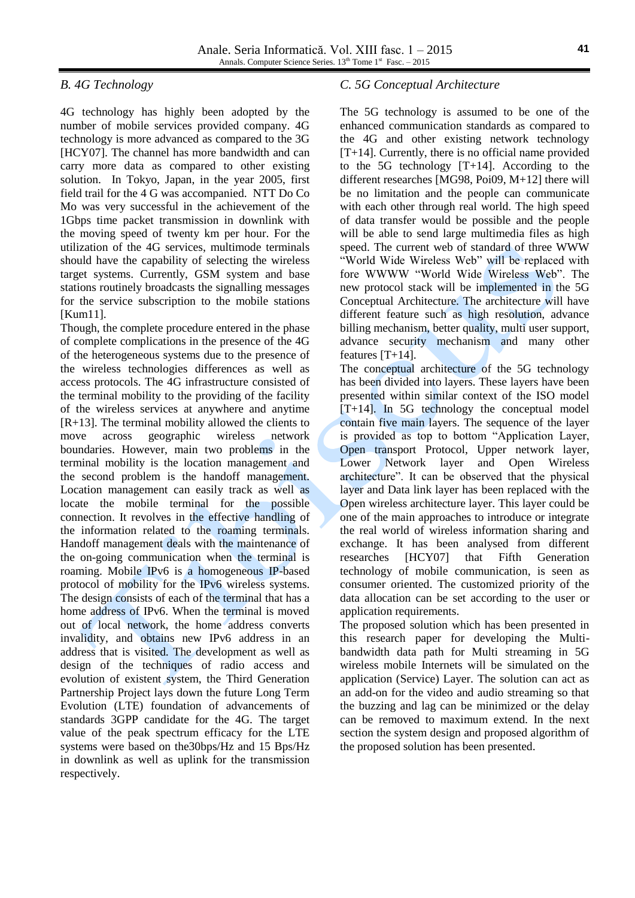### *B. 4G Technology*

4G technology has highly been adopted by the number of mobile services provided company. 4G technology is more advanced as compared to the 3G [HCY07]. The channel has more bandwidth and can carry more data as compared to other existing solution. In Tokyo, Japan, in the year 2005, first field trail for the 4 G was accompanied. NTT Do Co Mo was very successful in the achievement of the 1Gbps time packet transmission in downlink with the moving speed of twenty km per hour. For the utilization of the 4G services, multimode terminals should have the capability of selecting the wireless target systems. Currently, GSM system and base stations routinely broadcasts the signalling messages for the service subscription to the mobile stations [Kum11].

Though, the complete procedure entered in the phase of complete complications in the presence of the 4G of the heterogeneous systems due to the presence of the wireless technologies differences as well as access protocols. The 4G infrastructure consisted of the terminal mobility to the providing of the facility of the wireless services at anywhere and anytime [R+13]. The terminal mobility allowed the clients to move across geographic wireless network boundaries. However, main two problems in the terminal mobility is the location management and the second problem is the handoff management. Location management can easily track as well as locate the mobile terminal for the possible connection. It revolves in the effective handling of the information related to the roaming terminals. Handoff management deals with the maintenance of the on-going communication when the terminal is roaming. Mobile IPv6 is a homogeneous IP-based protocol of mobility for the IPv6 wireless systems. The design consists of each of the terminal that has a home address of IPv6. When the terminal is moved out of local network, the home address converts invalidity, and obtains new IPv6 address in an address that is visited. The development as well as design of the techniques of radio access and evolution of existent system, the Third Generation Partnership Project lays down the future Long Term Evolution (LTE) foundation of advancements of standards 3GPP candidate for the 4G. The target value of the peak spectrum efficacy for the LTE systems were based on the30bps/Hz and 15 Bps/Hz in downlink as well as uplink for the transmission respectively.

### *C. 5G Conceptual Architecture*

The 5G technology is assumed to be one of the enhanced communication standards as compared to the 4G and other existing network technology [T+14]. Currently, there is no official name provided to the 5G technology [T+14]. According to the different researches [MG98, Poi09, M+12] there will be no limitation and the people can communicate with each other through real world. The high speed of data transfer would be possible and the people will be able to send large multimedia files as high speed. The current web of standard of three WWW "World Wide Wireless Web" will be replaced with fore WWWW "World Wide Wireless Web". The new protocol stack will be implemented in the 5G Conceptual Architecture. The architecture will have different feature such as high resolution, advance billing mechanism, better quality, multi user support, advance security mechanism and many other features [T+14].

The conceptual architecture of the 5G technology has been divided into layers. These layers have been presented within similar context of the ISO model [T+14]. In 5G technology the conceptual model contain five main layers. The sequence of the layer is provided as top to bottom "Application Layer, Open transport Protocol, Upper network layer, Lower Network layer and Open Wireless architecture". It can be observed that the physical layer and Data link layer has been replaced with the Open wireless architecture layer. This layer could be one of the main approaches to introduce or integrate the real world of wireless information sharing and exchange. It has been analysed from different researches [HCY07] that Fifth Generation technology of mobile communication, is seen as consumer oriented. The customized priority of the data allocation can be set according to the user or application requirements.

The proposed solution which has been presented in this research paper for developing the Multi-bandwidth data path for Multi streaming in 5G wireless mobile Internets will be simulated on the application (Service) Layer. The solution can act as an add-on for the video and audio streaming so that the buzzing and lag can be minimized or the delay can be removed to maximum extend. In the next section the system design and proposed algorithm of the proposed solution has been presented.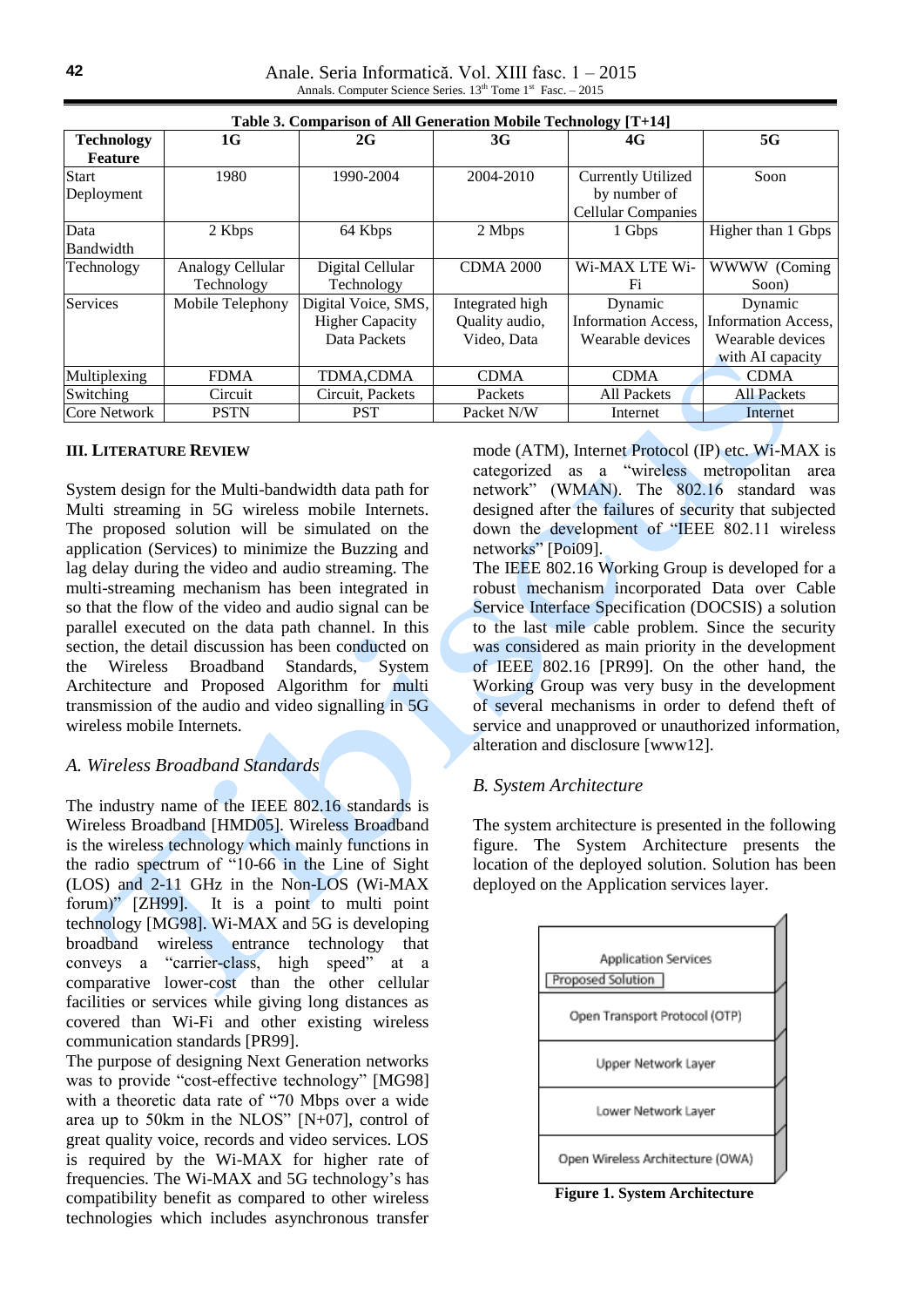**Table 3. Comparison of All Generation Mobile Technology [T+14]**

| Technology Feature | 1G | 2G | 3G | 4G | 5G |
|---|---|---|---|---|---|
| Start Deployment | 1980 | 1990-2004 | 2004-2010 | Currently Utilized by number of Cellular Companies | Soon |
| Data Bandwidth | 2 Kbps | 64 Kbps | 2 Mbps | 1 Gbps | Higher than 1 Gbps |
| Technology | Analogy Cellular Technology | Digital Cellular Technology | CDMA 2000 | Wi-MAX LTE Wi-Fi | WWWW (Coming Soon) |
| Services | Mobile Telephony | Digital Voice, SMS, Higher Capacity Data Packets | Integrated high Quality audio, Video, Data | Dynamic Information Access, Wearable devices | Dynamic Information Access, Wearable devices with AI capacity |
| Multiplexing | FDMA | TDMA,CDMA | CDMA | CDMA | CDMA |
| Switching | Circuit | Circuit, Packets | Packets | All Packets | All Packets |
| Core Network | PSTN | PST | Packet N/W | Internet | Internet |

## III. Literature Review

System design for the Multi-bandwidth data path for Multi streaming in 5G wireless mobile Internets. The proposed solution will be simulated on the application (Services) to minimize the Buzzing and lag delay during the video and audio streaming. The multi-streaming mechanism has been integrated in so that the flow of the video and audio signal can be parallel executed on the data path channel. In this section, the detail discussion has been conducted on the Wireless Broadband Standards, System Architecture and Proposed Algorithm for multi transmission of the audio and video signalling in 5G wireless mobile Internets.

### *A. Wireless Broadband Standards*

The industry name of the IEEE 802.16 standards is Wireless Broadband [HMD05]. Wireless Broadband is the wireless technology which mainly functions in the radio spectrum of "10-66 in the Line of Sight (LOS) and 2-11 GHz in the Non-LOS (Wi-MAX forum)" [ZH99]. It is a point to multi point technology [MG98]. Wi-MAX and 5G is developing broadband wireless entrance technology that conveys a "carrier-class, high speed" at a comparative lower-cost than the other cellular facilities or services while giving long distances as covered than Wi-Fi and other existing wireless communication standards [PR99].

The purpose of designing Next Generation networks was to provide "cost-effective technology" [MG98] with a theoretic data rate of "70 Mbps over a wide area up to 50km in the NLOS" [N+07], control of great quality voice, records and video services. LOS is required by the Wi-MAX for higher rate of frequencies. The Wi-MAX and 5G technology's has compatibility benefit as compared to other wireless technologies which includes asynchronous transfer mode (ATM), Internet Protocol (IP) etc. Wi-MAX is categorized as a "wireless metropolitan area network" (WMAN). The 802.16 standard was designed after the failures of security that subjected down the development of "IEEE 802.11 wireless networks" [Poi09].

The IEEE 802.16 Working Group is developed for a robust mechanism incorporated Data over Cable Service Interface Specification (DOCSIS) a solution to the last mile cable problem. Since the security was considered as main priority in the development of IEEE 802.16 [PR99]. On the other hand, the Working Group was very busy in the development of several mechanisms in order to defend theft of service and unapproved or unauthorized information, alteration and disclosure [www12].

### *B. System Architecture*

The system architecture is presented in the following figure. The System Architecture presents the location of the deployed solution. Solution has been deployed on the Application services layer.

Application Services
Proposed Solution
Open Transport Protocol (OTP)
Upper Network Layer
Lower Network Layer
Open Wireless Architecture (OWA)

**Figure 1. System Architecture**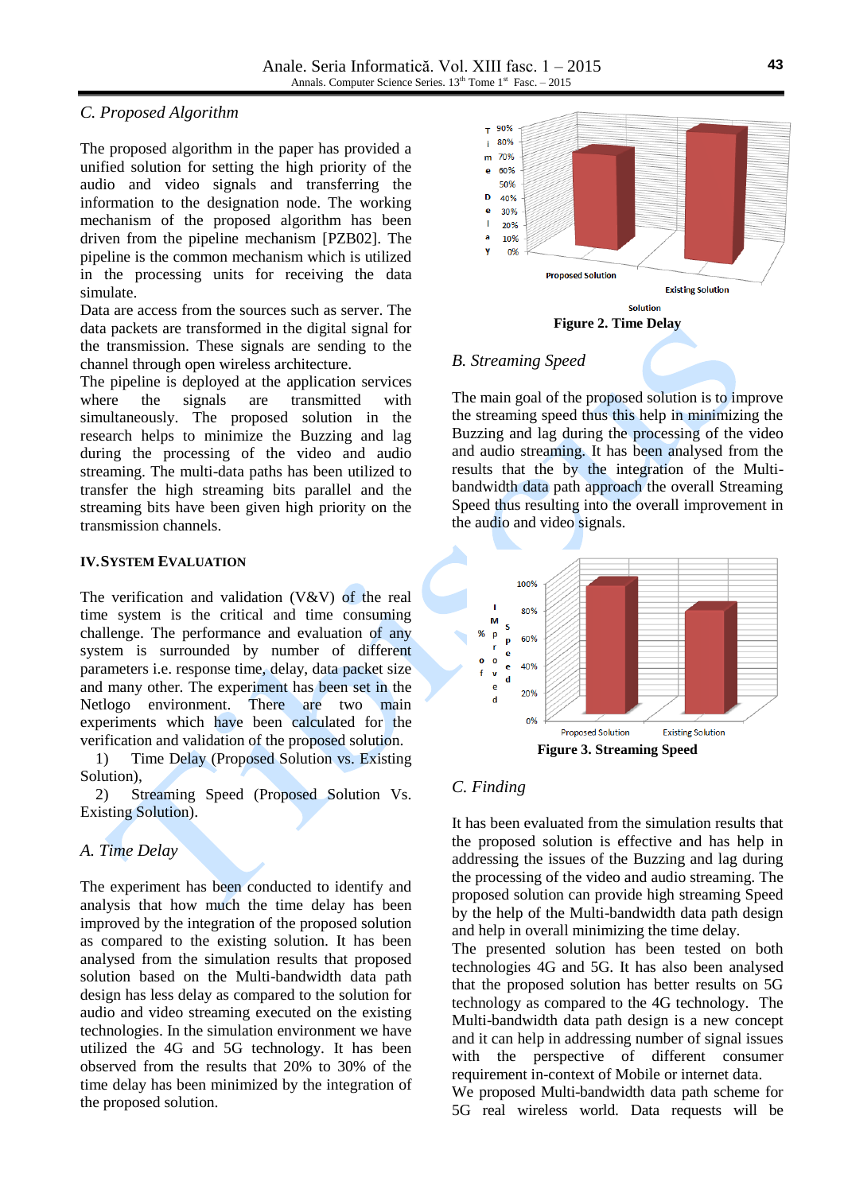### C. Proposed Algorithm

The proposed algorithm in the paper has provided a unified solution for setting the high priority of the audio and video signals and transferring the information to the designation node. The working mechanism of the proposed algorithm has been driven from the pipeline mechanism [PZB02]. The pipeline is the common mechanism which is utilized in the processing units for receiving the data simulate.
Data are access from the sources such as server. The data packets are transformed in the digital signal for the transmission. These signals are sending to the channel through open wireless architecture.
The pipeline is deployed at the application services where the signals are transmitted with simultaneously. The proposed solution in the research helps to minimize the Buzzing and lag during the processing of the video and audio streaming. The multi-data paths has been utilized to transfer the high streaming bits parallel and the streaming bits have been given high priority on the transmission channels.

## IV. SYSTEM EVALUATION

The verification and validation (V&V) of the real time system is the critical and time consuming challenge. The performance and evaluation of any system is surrounded by number of different parameters i.e. response time, delay, data packet size and many other. The experiment has been set in the Netlogo environment. There are two main experiments which have been calculated for the verification and validation of the proposed solution.

1) Time Delay (Proposed Solution vs. Existing Solution),
2) Streaming Speed (Proposed Solution Vs. Existing Solution).

### A. Time Delay

The experiment has been conducted to identify and analysis that how much the time delay has been improved by the integration of the proposed solution as compared to the existing solution. It has been analysed from the simulation results that proposed solution based on the Multi-bandwidth data path design has less delay as compared to the solution for audio and video streaming executed on the existing technologies. In the simulation environment we have utilized the 4G and 5G technology. It has been observed from the results that 20% to 30% of the time delay has been minimized by the integration of the proposed solution.

**Figure 2. Time Delay**

### B. Streaming Speed

The main goal of the proposed solution is to improve the streaming speed thus this help in minimizing the Buzzing and lag during the processing of the video and audio streaming. It has been analysed from the results that the by the integration of the Multi-bandwidth data path approach the overall Streaming Speed thus resulting into the overall improvement in the audio and video signals.

**Figure 3. Streaming Speed**

### C. Finding

It has been evaluated from the simulation results that the proposed solution is effective and has help in addressing the issues of the Buzzing and lag during the processing of the video and audio streaming. The proposed solution can provide high streaming Speed by the help of the Multi-bandwidth data path design and help in overall minimizing the time delay.
The presented solution has been tested on both technologies 4G and 5G. It has also been analysed that the proposed solution has better results on 5G technology as compared to the 4G technology. The Multi-bandwidth data path design is a new concept and it can help in addressing number of signal issues with the perspective of different consumer requirement in-context of Mobile or internet data.
We proposed Multi-bandwidth data path scheme for 5G real wireless world. Data requests will be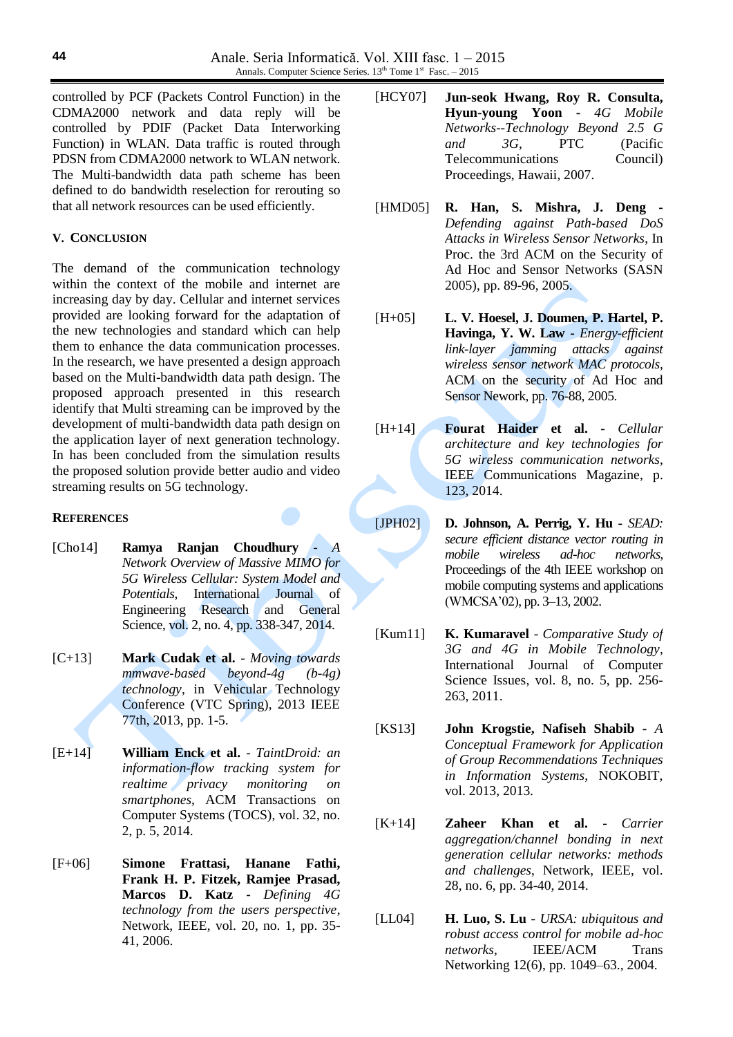controlled by PCF (Packets Control Function) in the CDMA2000 network and data reply will be controlled by PDIF (Packet Data Interworking Function) in WLAN. Data traffic is routed through PDSN from CDMA2000 network to WLAN network. The Multi-bandwidth data path scheme has been defined to do bandwidth reselection for rerouting so that all network resources can be used efficiently.

## V. Conclusion

The demand of the communication technology within the context of the mobile and internet are increasing day by day. Cellular and internet services provided are looking forward for the adaptation of the new technologies and standard which can help them to enhance the data communication processes. In the research, we have presented a design approach based on the Multi-bandwidth data path design. The proposed approach presented in this research identify that Multi streaming can be improved by the development of multi-bandwidth data path design on the application layer of next generation technology. In has been concluded from the simulation results the proposed solution provide better audio and video streaming results on 5G technology.

## References

[Cho14] **Ramya Ranjan Choudhury** - *A Network Overview of Massive MIMO for 5G Wireless Cellular: System Model and Potentials*, International Journal of Engineering Research and General Science, vol. 2, no. 4, pp. 338-347, 2014.

[C+13] **Mark Cudak et al.** - *Moving towards mmwave-based beyond-4g (b-4g) technology*, in Vehicular Technology Conference (VTC Spring), 2013 IEEE 77th, 2013, pp. 1-5.

[E+14] **William Enck et al.** - *TaintDroid: an information-flow tracking system for realtime privacy monitoring on smartphones*, ACM Transactions on Computer Systems (TOCS), vol. 32, no. 2, p. 5, 2014.

[F+06] **Simone Frattasi, Hanane Fathi, Frank H. P. Fitzek, Ramjee Prasad, Marcos D. Katz** - *Defining 4G technology from the users perspective*, Network, IEEE, vol. 20, no. 1, pp. 35-41, 2006.

[HCY07] **Jun-seok Hwang, Roy R. Consulta, Hyun-young Yoon** - *4G Mobile Networks--Technology Beyond 2.5 G and 3G*, PTC (Pacific Telecommunications Council) Proceedings, Hawaii, 2007.

[HMD05] **R. Han, S. Mishra, J. Deng** - *Defending against Path-based DoS Attacks in Wireless Sensor Networks*, In Proc. the 3rd ACM on the Security of Ad Hoc and Sensor Networks (SASN 2005), pp. 89-96, 2005.

[H+05] **L. V. Hoesel, J. Doumen, P. Hartel, P. Havinga, Y. W. Law** - *Energy-efficient link-layer jamming attacks against wireless sensor network MAC protocols*, ACM on the security of Ad Hoc and Sensor Nework, pp. 76-88, 2005.

[H+14] **Fourat Haider et al.** - *Cellular architecture and key technologies for 5G wireless communication networks*, IEEE Communications Magazine, p. 123, 2014.

[JPH02] **D. Johnson, A. Perrig, Y. Hu** - *SEAD: secure efficient distance vector routing in mobile wireless ad-hoc networks*, Proceedings of the 4th IEEE workshop on mobile computing systems and applications (WMCSA'02), pp. 3–13, 2002.

[Kum11] **K. Kumaravel** - *Comparative Study of 3G and 4G in Mobile Technology*, International Journal of Computer Science Issues, vol. 8, no. 5, pp. 256-263, 2011.

[KS13] **John Krogstie, Nafiseh Shabib** - *A Conceptual Framework for Application of Group Recommendations Techniques in Information Systems*, NOKOBIT, vol. 2013, 2013.

[K+14] **Zaheer Khan et al.** - *Carrier aggregation/channel bonding in next generation cellular networks: methods and challenges*, Network, IEEE, vol. 28, no. 6, pp. 34-40, 2014.

[LL04] **H. Luo, S. Lu** - *URSA: ubiquitous and robust access control for mobile ad-hoc networks*, IEEE/ACM Trans Networking 12(6), pp. 1049–63., 2004.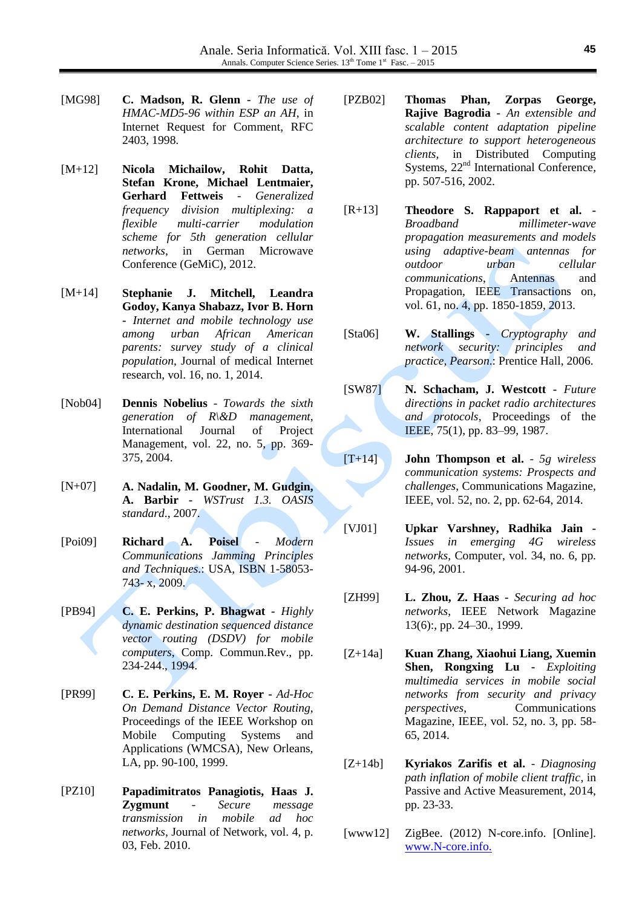[MG98] **C. Madson, R. Glenn** - *The use of HMAC-MD5-96 within ESP an AH*, in Internet Request for Comment, RFC 2403, 1998.

[M+12] **Nicola Michailow, Rohit Datta, Stefan Krone, Michael Lentmaier, Gerhard Fettweis** - *Generalized frequency division multiplexing: a flexible multi-carrier modulation scheme for 5th generation cellular networks*, in German Microwave Conference (GeMiC), 2012.

[M+14] **Stephanie J. Mitchell, Leandra Godoy, Kanya Shabazz, Ivor B. Horn** - *Internet and mobile technology use among urban African American parents: survey study of a clinical population*, Journal of medical Internet research, vol. 16, no. 1, 2014.

[Nob04] **Dennis Nobelius** - *Towards the sixth generation of R\&D management*, International Journal of Project Management, vol. 22, no. 5, pp. 369-375, 2004.

[N+07] **A. Nadalin, M. Goodner, M. Gudgin, A. Barbir** - *WSTrust 1.3. OASIS standard.*, 2007.

[Poi09] **Richard A. Poisel** - *Modern Communications Jamming Principles and Techniques.*: USA, ISBN 1-58053-743- x, 2009.

[PB94] **C. E. Perkins, P. Bhagwat** - *Highly dynamic destination sequenced distance vector routing (DSDV) for mobile computers*, Comp. Commun.Rev., pp. 234-244., 1994.

[PR99] **C. E. Perkins, E. M. Royer** - *Ad-Hoc On Demand Distance Vector Routing*, Proceedings of the IEEE Workshop on Mobile Computing Systems and Applications (WMCSA), New Orleans, LA, pp. 90-100, 1999.

[PZ10] **Papadimitratos Panagiotis, Haas J. Zygmunt** - *Secure message transmission in mobile ad hoc networks*, Journal of Network, vol. 4, p. 03, Feb. 2010.

[PZB02] **Thomas Phan, Zorpas George, Rajive Bagrodia** - *An extensible and scalable content adaptation pipeline architecture to support heterogeneous clients*, in Distributed Computing Systems, 22nd International Conference, pp. 507-516, 2002.

[R+13] **Theodore S. Rappaport et al.** - *Broadband millimeter-wave propagation measurements and models using adaptive-beam antennas for outdoor urban cellular communications*, Antennas and Propagation, IEEE Transactions on, vol. 61, no. 4, pp. 1850-1859, 2013.

[Sta06] **W. Stallings** - *Cryptography and network security: principles and practice, Pearson.*: Prentice Hall, 2006.

[SW87] **N. Schacham, J. Westcott** - *Future directions in packet radio architectures and protocols*, Proceedings of the IEEE, 75(1), pp. 83–99, 1987.

[T+14] **John Thompson et al.** - *5g wireless communication systems: Prospects and challenges*, Communications Magazine, IEEE, vol. 52, no. 2, pp. 62-64, 2014.

[VJ01] **Upkar Varshney, Radhika Jain** - *Issues in emerging 4G wireless networks*, Computer, vol. 34, no. 6, pp. 94-96, 2001.

[ZH99] **L. Zhou, Z. Haas** - *Securing ad hoc networks*, IEEE Network Magazine 13(6):, pp. 24–30., 1999.

[Z+14a] **Kuan Zhang, Xiaohui Liang, Xuemin Shen, Rongxing Lu** - *Exploiting multimedia services in mobile social networks from security and privacy perspectives*, Communications Magazine, IEEE, vol. 52, no. 3, pp. 58-65, 2014.

[Z+14b] **Kyriakos Zarifis et al.** - *Diagnosing path inflation of mobile client traffic*, in Passive and Active Measurement, 2014, pp. 23-33.

[www12] ZigBee. (2012) N-core.info. [Online]. www.N-core.info.